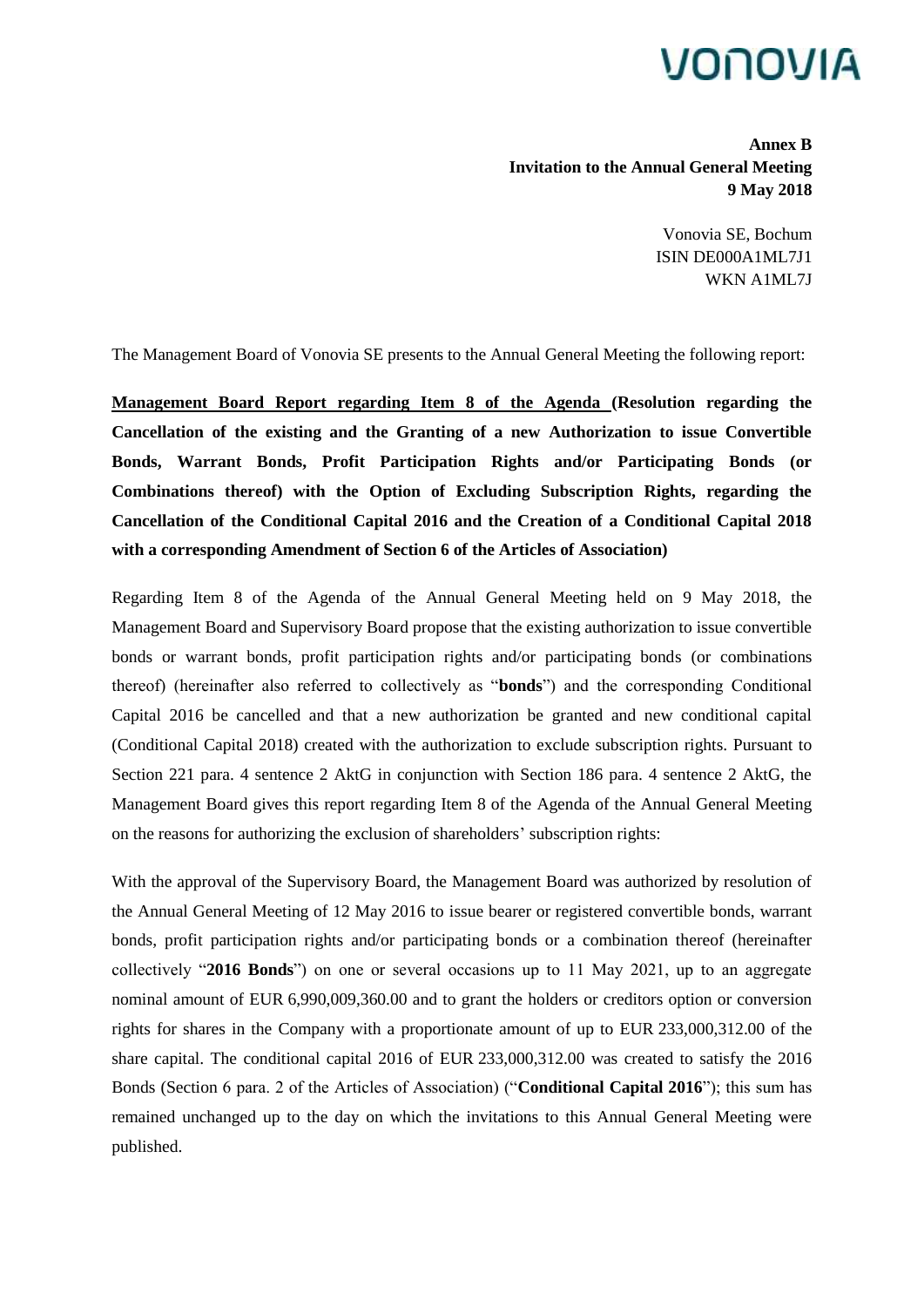**Annex B**
**Invitation to the Annual General Meeting**
**9 May 2018**

Vonovia SE, Bochum
ISIN DE000A1ML7J1
WKN A1ML7J

The Management Board of Vonovia SE presents to the Annual General Meeting the following report:

**Management Board Report regarding Item 8 of the Agenda (Resolution regarding the Cancellation of the existing and the Granting of a new Authorization to issue Convertible Bonds, Warrant Bonds, Profit Participation Rights and/or Participating Bonds (or Combinations thereof) with the Option of Excluding Subscription Rights, regarding the Cancellation of the Conditional Capital 2016 and the Creation of a Conditional Capital 2018 with a corresponding Amendment of Section 6 of the Articles of Association)**

Regarding Item 8 of the Agenda of the Annual General Meeting held on 9 May 2018, the Management Board and Supervisory Board propose that the existing authorization to issue convertible bonds or warrant bonds, profit participation rights and/or participating bonds (or combinations thereof) (hereinafter also referred to collectively as "**bonds**") and the corresponding Conditional Capital 2016 be cancelled and that a new authorization be granted and new conditional capital (Conditional Capital 2018) created with the authorization to exclude subscription rights. Pursuant to Section 221 para. 4 sentence 2 AktG in conjunction with Section 186 para. 4 sentence 2 AktG, the Management Board gives this report regarding Item 8 of the Agenda of the Annual General Meeting on the reasons for authorizing the exclusion of shareholders' subscription rights:

With the approval of the Supervisory Board, the Management Board was authorized by resolution of the Annual General Meeting of 12 May 2016 to issue bearer or registered convertible bonds, warrant bonds, profit participation rights and/or participating bonds or a combination thereof (hereinafter collectively "**2016 Bonds**") on one or several occasions up to 11 May 2021, up to an aggregate nominal amount of EUR 6,990,009,360.00 and to grant the holders or creditors option or conversion rights for shares in the Company with a proportionate amount of up to EUR 233,000,312.00 of the share capital. The conditional capital 2016 of EUR 233,000,312.00 was created to satisfy the 2016 Bonds (Section 6 para. 2 of the Articles of Association) ("**Conditional Capital 2016**"); this sum has remained unchanged up to the day on which the invitations to this Annual General Meeting were published.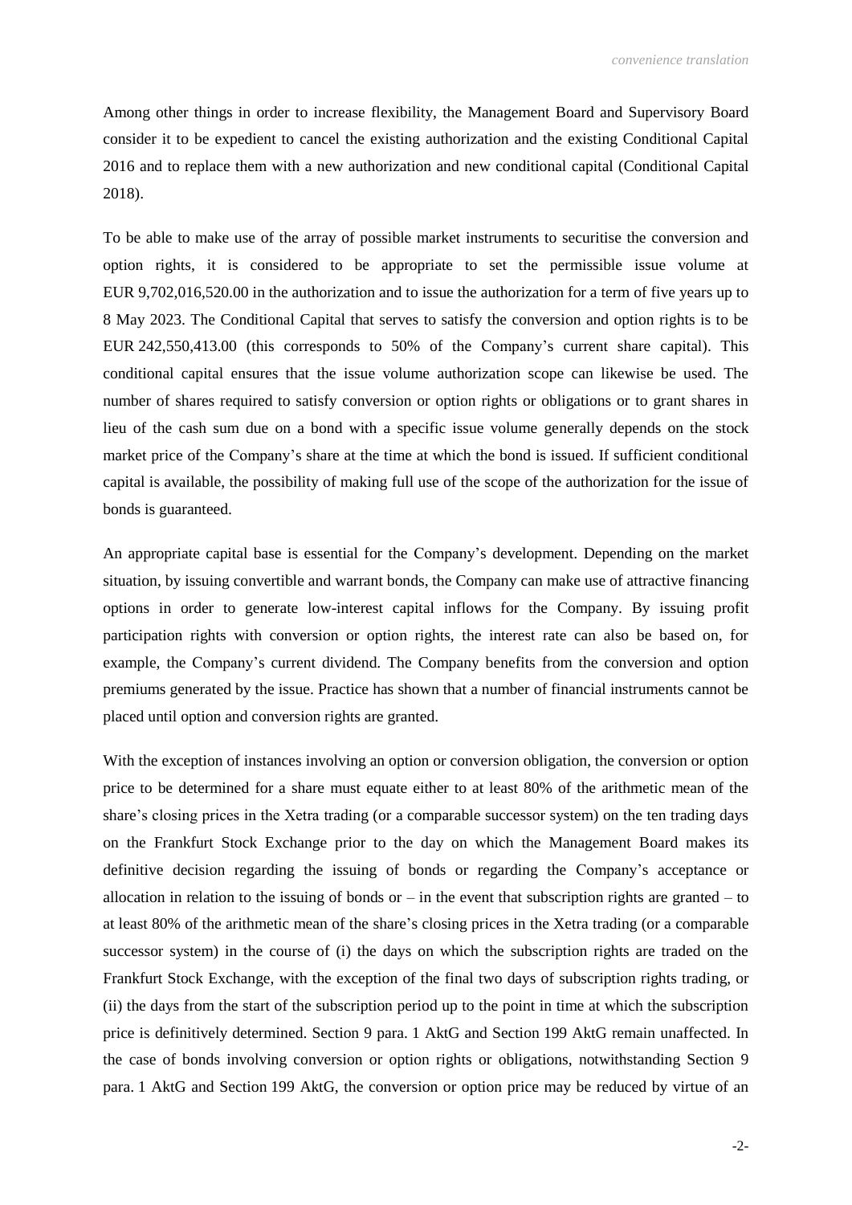Among other things in order to increase flexibility, the Management Board and Supervisory Board consider it to be expedient to cancel the existing authorization and the existing Conditional Capital 2016 and to replace them with a new authorization and new conditional capital (Conditional Capital 2018).

To be able to make use of the array of possible market instruments to securitise the conversion and option rights, it is considered to be appropriate to set the permissible issue volume at EUR 9,702,016,520.00 in the authorization and to issue the authorization for a term of five years up to 8 May 2023. The Conditional Capital that serves to satisfy the conversion and option rights is to be EUR 242,550,413.00 (this corresponds to 50% of the Company's current share capital). This conditional capital ensures that the issue volume authorization scope can likewise be used. The number of shares required to satisfy conversion or option rights or obligations or to grant shares in lieu of the cash sum due on a bond with a specific issue volume generally depends on the stock market price of the Company's share at the time at which the bond is issued. If sufficient conditional capital is available, the possibility of making full use of the scope of the authorization for the issue of bonds is guaranteed.

An appropriate capital base is essential for the Company's development. Depending on the market situation, by issuing convertible and warrant bonds, the Company can make use of attractive financing options in order to generate low-interest capital inflows for the Company. By issuing profit participation rights with conversion or option rights, the interest rate can also be based on, for example, the Company's current dividend. The Company benefits from the conversion and option premiums generated by the issue. Practice has shown that a number of financial instruments cannot be placed until option and conversion rights are granted.

With the exception of instances involving an option or conversion obligation, the conversion or option price to be determined for a share must equate either to at least 80% of the arithmetic mean of the share's closing prices in the Xetra trading (or a comparable successor system) on the ten trading days on the Frankfurt Stock Exchange prior to the day on which the Management Board makes its definitive decision regarding the issuing of bonds or regarding the Company's acceptance or allocation in relation to the issuing of bonds or – in the event that subscription rights are granted – to at least 80% of the arithmetic mean of the share's closing prices in the Xetra trading (or a comparable successor system) in the course of (i) the days on which the subscription rights are traded on the Frankfurt Stock Exchange, with the exception of the final two days of subscription rights trading, or (ii) the days from the start of the subscription period up to the point in time at which the subscription price is definitively determined. Section 9 para. 1 AktG and Section 199 AktG remain unaffected. In the case of bonds involving conversion or option rights or obligations, notwithstanding Section 9 para. 1 AktG and Section 199 AktG, the conversion or option price may be reduced by virtue of an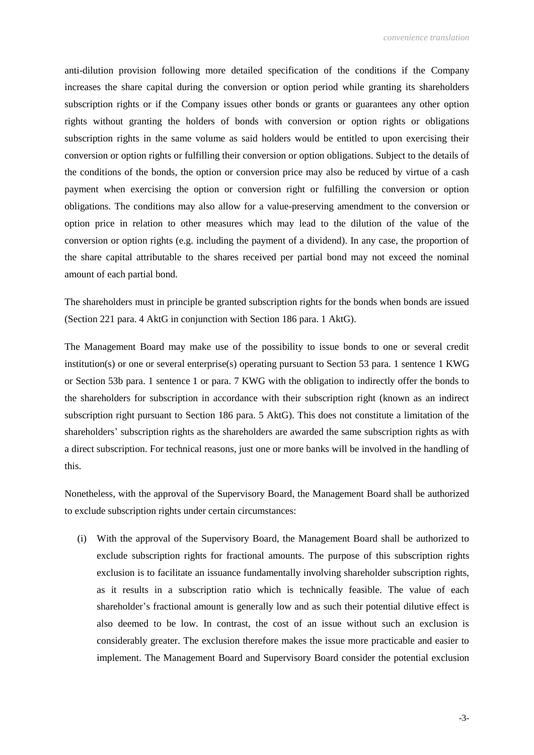anti-dilution provision following more detailed specification of the conditions if the Company increases the share capital during the conversion or option period while granting its shareholders subscription rights or if the Company issues other bonds or grants or guarantees any other option rights without granting the holders of bonds with conversion or option rights or obligations subscription rights in the same volume as said holders would be entitled to upon exercising their conversion or option rights or fulfilling their conversion or option obligations. Subject to the details of the conditions of the bonds, the option or conversion price may also be reduced by virtue of a cash payment when exercising the option or conversion right or fulfilling the conversion or option obligations. The conditions may also allow for a value-preserving amendment to the conversion or option price in relation to other measures which may lead to the dilution of the value of the conversion or option rights (e.g. including the payment of a dividend). In any case, the proportion of the share capital attributable to the shares received per partial bond may not exceed the nominal amount of each partial bond.

The shareholders must in principle be granted subscription rights for the bonds when bonds are issued (Section 221 para. 4 AktG in conjunction with Section 186 para. 1 AktG).

The Management Board may make use of the possibility to issue bonds to one or several credit institution(s) or one or several enterprise(s) operating pursuant to Section 53 para. 1 sentence 1 KWG or Section 53b para. 1 sentence 1 or para. 7 KWG with the obligation to indirectly offer the bonds to the shareholders for subscription in accordance with their subscription right (known as an indirect subscription right pursuant to Section 186 para. 5 AktG). This does not constitute a limitation of the shareholders' subscription rights as the shareholders are awarded the same subscription rights as with a direct subscription. For technical reasons, just one or more banks will be involved in the handling of this.

Nonetheless, with the approval of the Supervisory Board, the Management Board shall be authorized to exclude subscription rights under certain circumstances:

(i) With the approval of the Supervisory Board, the Management Board shall be authorized to exclude subscription rights for fractional amounts. The purpose of this subscription rights exclusion is to facilitate an issuance fundamentally involving shareholder subscription rights, as it results in a subscription ratio which is technically feasible. The value of each shareholder's fractional amount is generally low and as such their potential dilutive effect is also deemed to be low. In contrast, the cost of an issue without such an exclusion is considerably greater. The exclusion therefore makes the issue more practicable and easier to implement. The Management Board and Supervisory Board consider the potential exclusion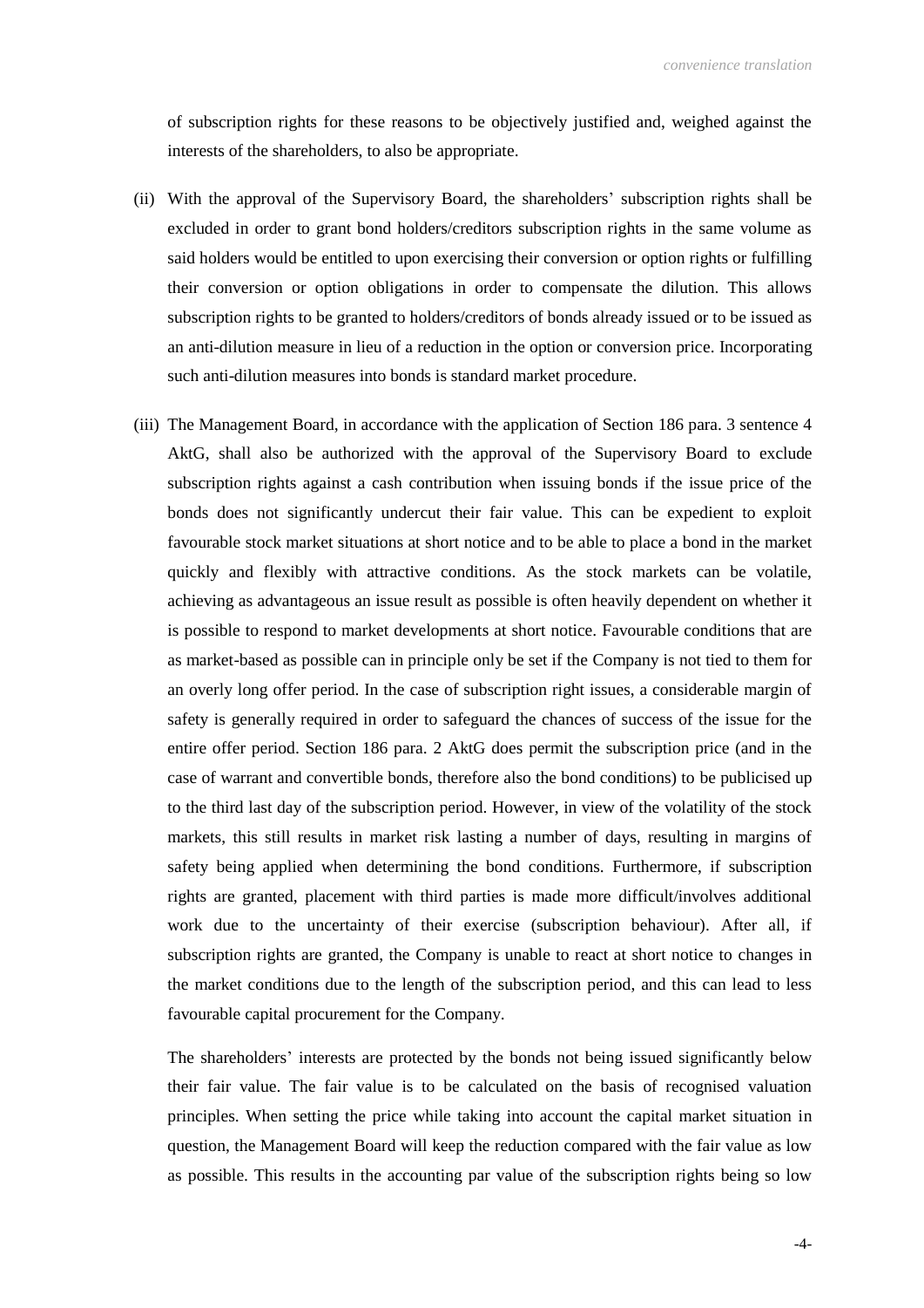of subscription rights for these reasons to be objectively justified and, weighed against the interests of the shareholders, to also be appropriate.

(ii) With the approval of the Supervisory Board, the shareholders' subscription rights shall be excluded in order to grant bond holders/creditors subscription rights in the same volume as said holders would be entitled to upon exercising their conversion or option rights or fulfilling their conversion or option obligations in order to compensate the dilution. This allows subscription rights to be granted to holders/creditors of bonds already issued or to be issued as an anti-dilution measure in lieu of a reduction in the option or conversion price. Incorporating such anti-dilution measures into bonds is standard market procedure.

(iii) The Management Board, in accordance with the application of Section 186 para. 3 sentence 4 AktG, shall also be authorized with the approval of the Supervisory Board to exclude subscription rights against a cash contribution when issuing bonds if the issue price of the bonds does not significantly undercut their fair value. This can be expedient to exploit favourable stock market situations at short notice and to be able to place a bond in the market quickly and flexibly with attractive conditions. As the stock markets can be volatile, achieving as advantageous an issue result as possible is often heavily dependent on whether it is possible to respond to market developments at short notice. Favourable conditions that are as market-based as possible can in principle only be set if the Company is not tied to them for an overly long offer period. In the case of subscription right issues, a considerable margin of safety is generally required in order to safeguard the chances of success of the issue for the entire offer period. Section 186 para. 2 AktG does permit the subscription price (and in the case of warrant and convertible bonds, therefore also the bond conditions) to be publicised up to the third last day of the subscription period. However, in view of the volatility of the stock markets, this still results in market risk lasting a number of days, resulting in margins of safety being applied when determining the bond conditions. Furthermore, if subscription rights are granted, placement with third parties is made more difficult/involves additional work due to the uncertainty of their exercise (subscription behaviour). After all, if subscription rights are granted, the Company is unable to react at short notice to changes in the market conditions due to the length of the subscription period, and this can lead to less favourable capital procurement for the Company.

The shareholders' interests are protected by the bonds not being issued significantly below their fair value. The fair value is to be calculated on the basis of recognised valuation principles. When setting the price while taking into account the capital market situation in question, the Management Board will keep the reduction compared with the fair value as low as possible. This results in the accounting par value of the subscription rights being so low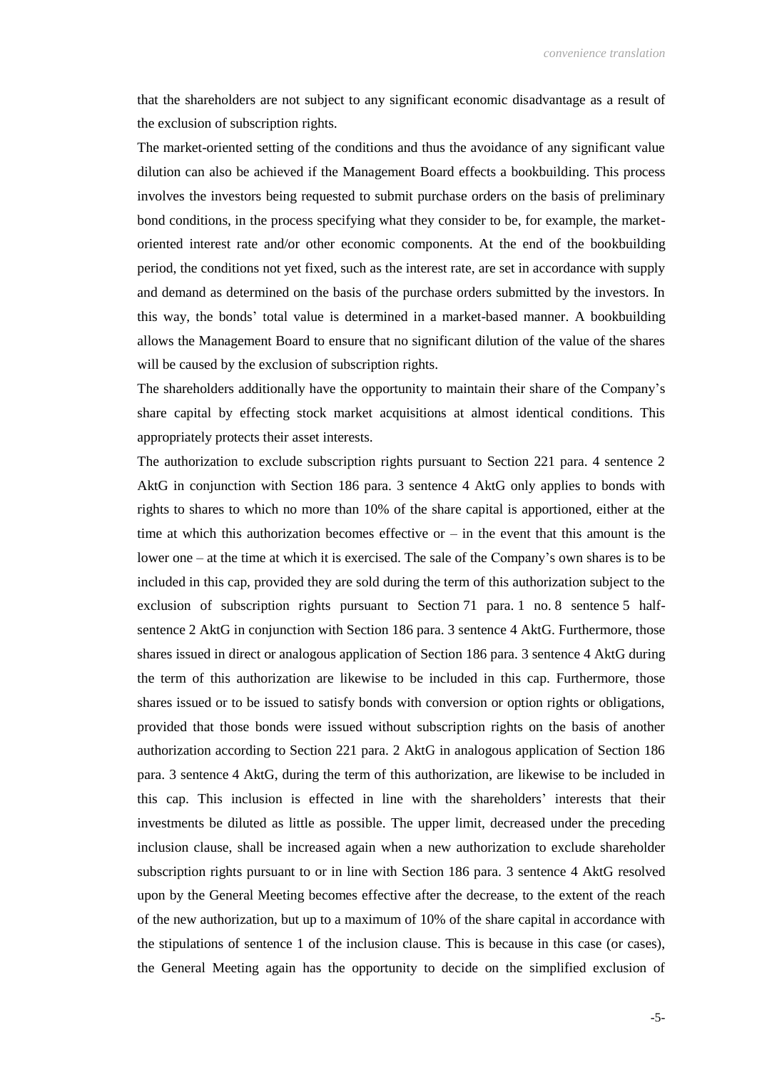that the shareholders are not subject to any significant economic disadvantage as a result of the exclusion of subscription rights.

The market-oriented setting of the conditions and thus the avoidance of any significant value dilution can also be achieved if the Management Board effects a bookbuilding. This process involves the investors being requested to submit purchase orders on the basis of preliminary bond conditions, in the process specifying what they consider to be, for example, the market-oriented interest rate and/or other economic components. At the end of the bookbuilding period, the conditions not yet fixed, such as the interest rate, are set in accordance with supply and demand as determined on the basis of the purchase orders submitted by the investors. In this way, the bonds' total value is determined in a market-based manner. A bookbuilding allows the Management Board to ensure that no significant dilution of the value of the shares will be caused by the exclusion of subscription rights.

The shareholders additionally have the opportunity to maintain their share of the Company's share capital by effecting stock market acquisitions at almost identical conditions. This appropriately protects their asset interests.

The authorization to exclude subscription rights pursuant to Section 221 para. 4 sentence 2 AktG in conjunction with Section 186 para. 3 sentence 4 AktG only applies to bonds with rights to shares to which no more than 10% of the share capital is apportioned, either at the time at which this authorization becomes effective or – in the event that this amount is the lower one – at the time at which it is exercised. The sale of the Company's own shares is to be included in this cap, provided they are sold during the term of this authorization subject to the exclusion of subscription rights pursuant to Section 71 para. 1 no. 8 sentence 5 half-sentence 2 AktG in conjunction with Section 186 para. 3 sentence 4 AktG. Furthermore, those shares issued in direct or analogous application of Section 186 para. 3 sentence 4 AktG during the term of this authorization are likewise to be included in this cap. Furthermore, those shares issued or to be issued to satisfy bonds with conversion or option rights or obligations, provided that those bonds were issued without subscription rights on the basis of another authorization according to Section 221 para. 2 AktG in analogous application of Section 186 para. 3 sentence 4 AktG, during the term of this authorization, are likewise to be included in this cap. This inclusion is effected in line with the shareholders' interests that their investments be diluted as little as possible. The upper limit, decreased under the preceding inclusion clause, shall be increased again when a new authorization to exclude shareholder subscription rights pursuant to or in line with Section 186 para. 3 sentence 4 AktG resolved upon by the General Meeting becomes effective after the decrease, to the extent of the reach of the new authorization, but up to a maximum of 10% of the share capital in accordance with the stipulations of sentence 1 of the inclusion clause. This is because in this case (or cases), the General Meeting again has the opportunity to decide on the simplified exclusion of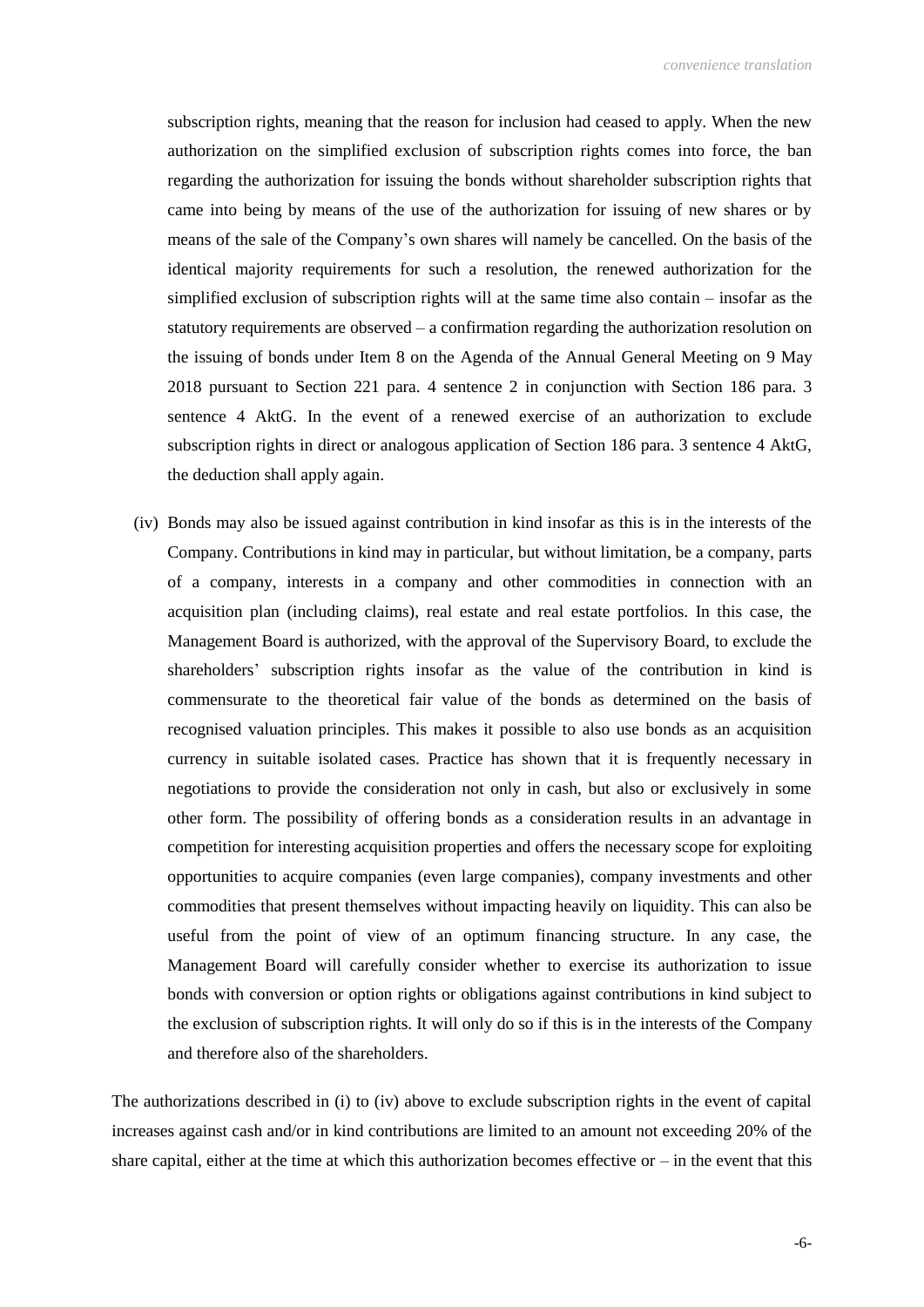subscription rights, meaning that the reason for inclusion had ceased to apply. When the new authorization on the simplified exclusion of subscription rights comes into force, the ban regarding the authorization for issuing the bonds without shareholder subscription rights that came into being by means of the use of the authorization for issuing of new shares or by means of the sale of the Company's own shares will namely be cancelled. On the basis of the identical majority requirements for such a resolution, the renewed authorization for the simplified exclusion of subscription rights will at the same time also contain – insofar as the statutory requirements are observed – a confirmation regarding the authorization resolution on the issuing of bonds under Item 8 on the Agenda of the Annual General Meeting on 9 May 2018 pursuant to Section 221 para. 4 sentence 2 in conjunction with Section 186 para. 3 sentence 4 AktG. In the event of a renewed exercise of an authorization to exclude subscription rights in direct or analogous application of Section 186 para. 3 sentence 4 AktG, the deduction shall apply again.

(iv) Bonds may also be issued against contribution in kind insofar as this is in the interests of the Company. Contributions in kind may in particular, but without limitation, be a company, parts of a company, interests in a company and other commodities in connection with an acquisition plan (including claims), real estate and real estate portfolios. In this case, the Management Board is authorized, with the approval of the Supervisory Board, to exclude the shareholders' subscription rights insofar as the value of the contribution in kind is commensurate to the theoretical fair value of the bonds as determined on the basis of recognised valuation principles. This makes it possible to also use bonds as an acquisition currency in suitable isolated cases. Practice has shown that it is frequently necessary in negotiations to provide the consideration not only in cash, but also or exclusively in some other form. The possibility of offering bonds as a consideration results in an advantage in competition for interesting acquisition properties and offers the necessary scope for exploiting opportunities to acquire companies (even large companies), company investments and other commodities that present themselves without impacting heavily on liquidity. This can also be useful from the point of view of an optimum financing structure. In any case, the Management Board will carefully consider whether to exercise its authorization to issue bonds with conversion or option rights or obligations against contributions in kind subject to the exclusion of subscription rights. It will only do so if this is in the interests of the Company and therefore also of the shareholders.

The authorizations described in (i) to (iv) above to exclude subscription rights in the event of capital increases against cash and/or in kind contributions are limited to an amount not exceeding 20% of the share capital, either at the time at which this authorization becomes effective or – in the event that this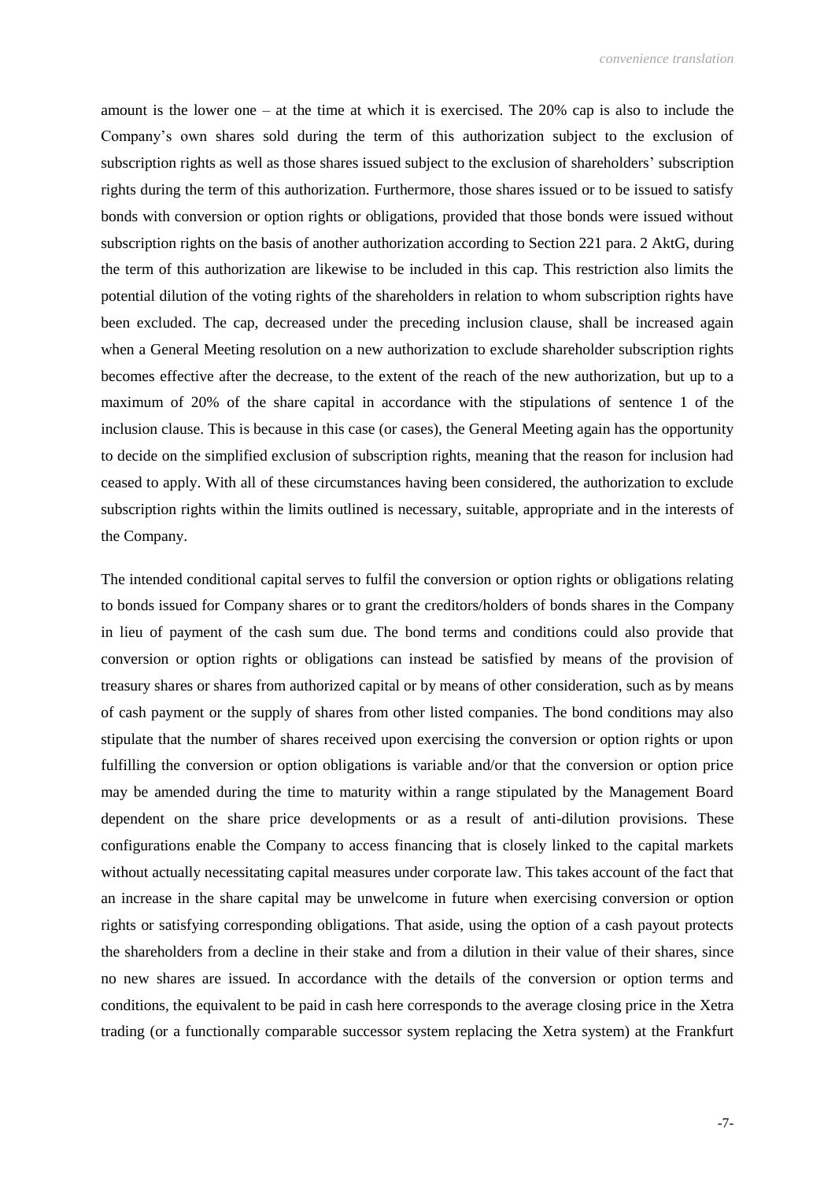amount is the lower one – at the time at which it is exercised. The 20% cap is also to include the Company's own shares sold during the term of this authorization subject to the exclusion of subscription rights as well as those shares issued subject to the exclusion of shareholders' subscription rights during the term of this authorization. Furthermore, those shares issued or to be issued to satisfy bonds with conversion or option rights or obligations, provided that those bonds were issued without subscription rights on the basis of another authorization according to Section 221 para. 2 AktG, during the term of this authorization are likewise to be included in this cap. This restriction also limits the potential dilution of the voting rights of the shareholders in relation to whom subscription rights have been excluded. The cap, decreased under the preceding inclusion clause, shall be increased again when a General Meeting resolution on a new authorization to exclude shareholder subscription rights becomes effective after the decrease, to the extent of the reach of the new authorization, but up to a maximum of 20% of the share capital in accordance with the stipulations of sentence 1 of the inclusion clause. This is because in this case (or cases), the General Meeting again has the opportunity to decide on the simplified exclusion of subscription rights, meaning that the reason for inclusion had ceased to apply. With all of these circumstances having been considered, the authorization to exclude subscription rights within the limits outlined is necessary, suitable, appropriate and in the interests of the Company.

The intended conditional capital serves to fulfil the conversion or option rights or obligations relating to bonds issued for Company shares or to grant the creditors/holders of bonds shares in the Company in lieu of payment of the cash sum due. The bond terms and conditions could also provide that conversion or option rights or obligations can instead be satisfied by means of the provision of treasury shares or shares from authorized capital or by means of other consideration, such as by means of cash payment or the supply of shares from other listed companies. The bond conditions may also stipulate that the number of shares received upon exercising the conversion or option rights or upon fulfilling the conversion or option obligations is variable and/or that the conversion or option price may be amended during the time to maturity within a range stipulated by the Management Board dependent on the share price developments or as a result of anti-dilution provisions. These configurations enable the Company to access financing that is closely linked to the capital markets without actually necessitating capital measures under corporate law. This takes account of the fact that an increase in the share capital may be unwelcome in future when exercising conversion or option rights or satisfying corresponding obligations. That aside, using the option of a cash payout protects the shareholders from a decline in their stake and from a dilution in their value of their shares, since no new shares are issued. In accordance with the details of the conversion or option terms and conditions, the equivalent to be paid in cash here corresponds to the average closing price in the Xetra trading (or a functionally comparable successor system replacing the Xetra system) at the Frankfurt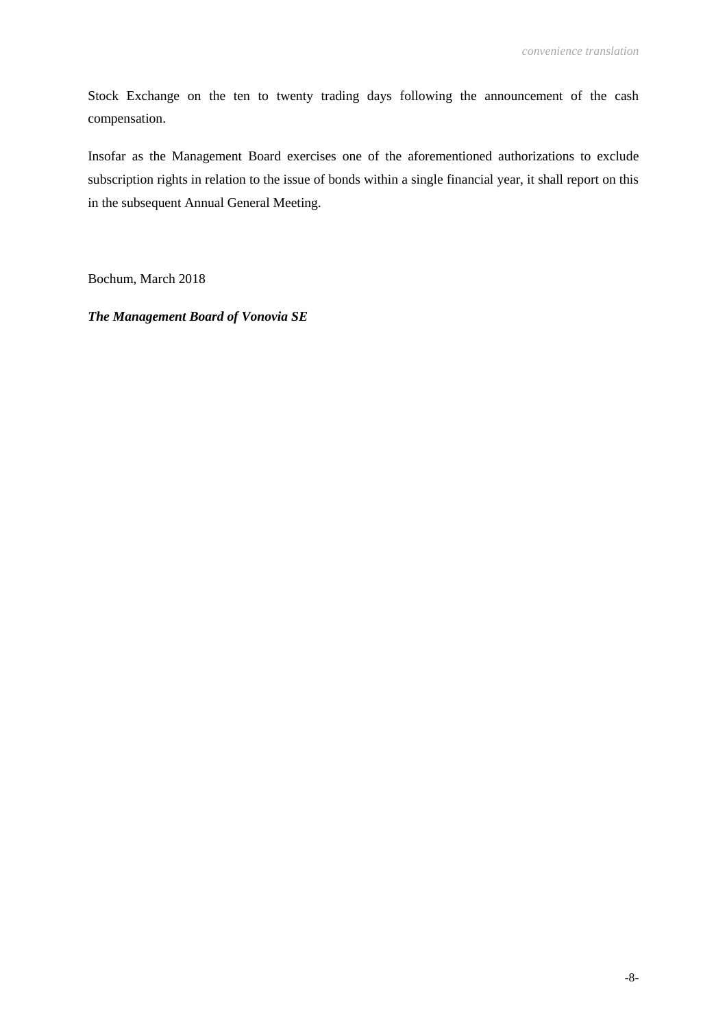Stock Exchange on the ten to twenty trading days following the announcement of the cash compensation.

Insofar as the Management Board exercises one of the aforementioned authorizations to exclude subscription rights in relation to the issue of bonds within a single financial year, it shall report on this in the subsequent Annual General Meeting.

Bochum, March 2018

***The Management Board of Vonovia SE***